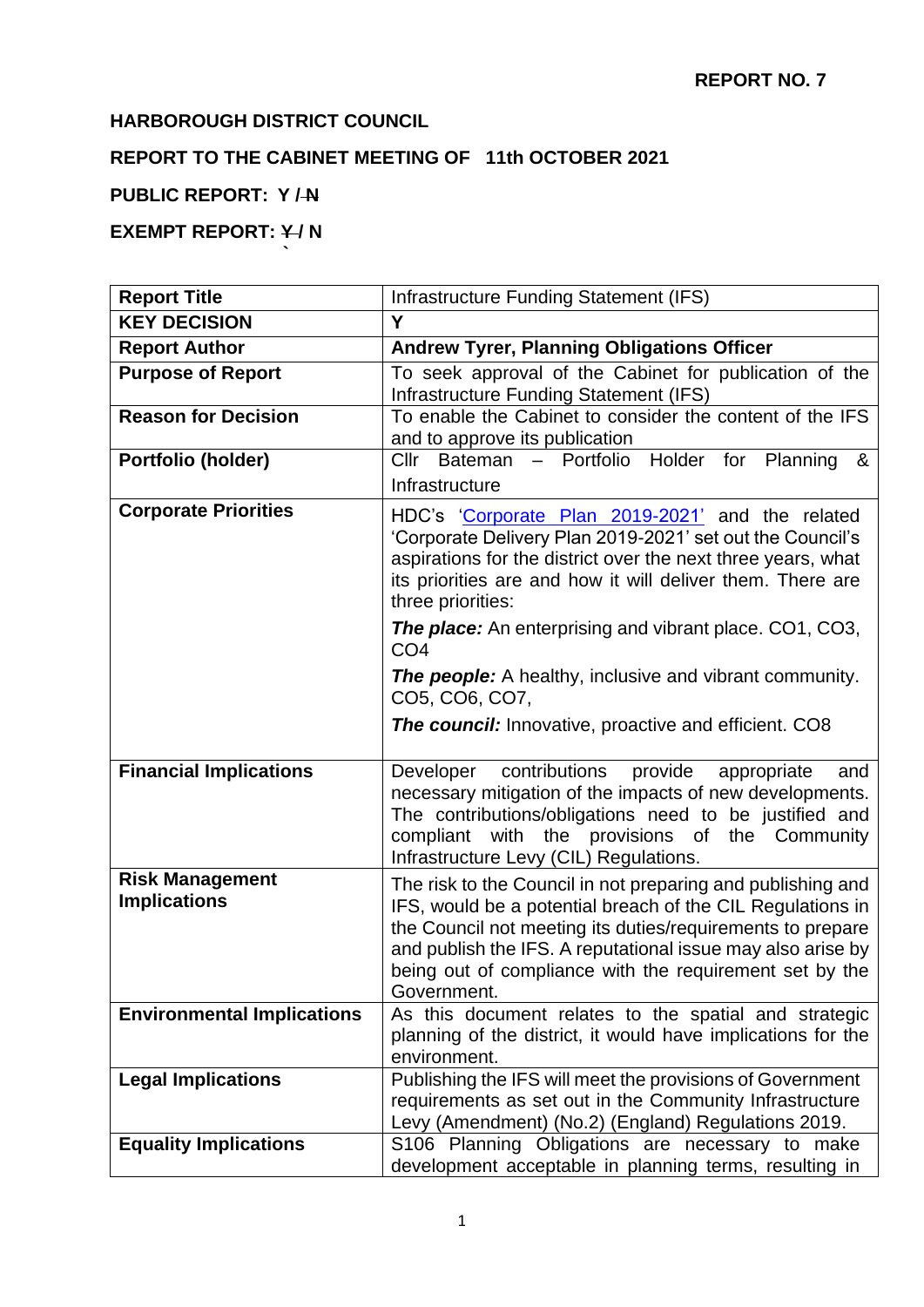**REPORT NO. 7**

**HARBOROUGH DISTRICT COUNCIL**

**REPORT TO THE CABINET MEETING OF 11th OCTOBER 2021**

**PUBLIC REPORT: Y / ~~N~~**

**EXEMPT REPORT: ~~Y~~ / N**

| **Report Title** | Infrastructure Funding Statement (IFS) |
| --- | --- |
| **KEY DECISION** | **Y** |
| **Report Author** | **Andrew Tyrer, Planning Obligations Officer** |
| **Purpose of Report** | To seek approval of the Cabinet for publication of the Infrastructure Funding Statement (IFS) |
| **Reason for Decision** | To enable the Cabinet to consider the content of the IFS and to approve its publication |
| **Portfolio (holder)** | Cllr Bateman – Portfolio Holder for Planning & Infrastructure |
| **Corporate Priorities** | HDC's 'Corporate Plan 2019-2021' and the related 'Corporate Delivery Plan 2019-2021' set out the Council's aspirations for the district over the next three years, what its priorities are and how it will deliver them. There are three priorities:<br><br>***The place:*** An enterprising and vibrant place. CO1, CO3, CO4<br><br>***The people:*** A healthy, inclusive and vibrant community. CO5, CO6, CO7,<br><br>***The council:*** Innovative, proactive and efficient. CO8 |
| **Financial Implications** | Developer contributions provide appropriate and necessary mitigation of the impacts of new developments. The contributions/obligations need to be justified and compliant with the provisions of the Community Infrastructure Levy (CIL) Regulations. |
| **Risk Management Implications** | The risk to the Council in not preparing and publishing and IFS, would be a potential breach of the CIL Regulations in the Council not meeting its duties/requirements to prepare and publish the IFS. A reputational issue may also arise by being out of compliance with the requirement set by the Government. |
| **Environmental Implications** | As this document relates to the spatial and strategic planning of the district, it would have implications for the environment. |
| **Legal Implications** | Publishing the IFS will meet the provisions of Government requirements as set out in the Community Infrastructure Levy (Amendment) (No.2) (England) Regulations 2019. |
| **Equality Implications** | S106 Planning Obligations are necessary to make development acceptable in planning terms, resulting in |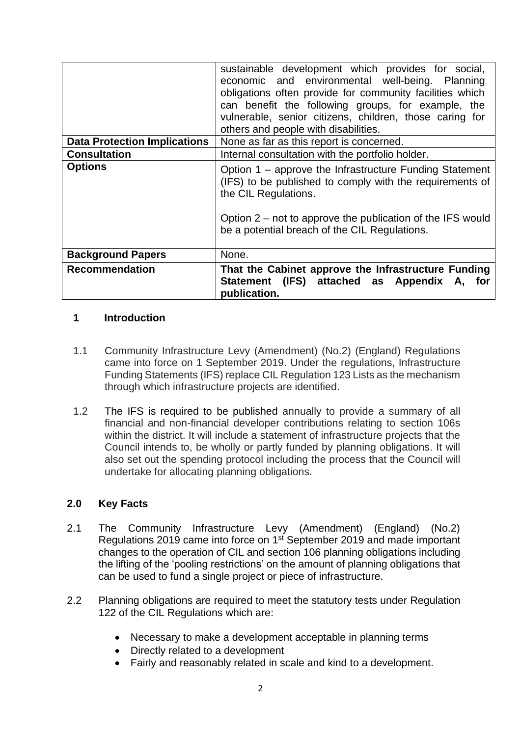| | |
|---|---|
| | sustainable development which provides for social, economic and environmental well-being. Planning obligations often provide for community facilities which can benefit the following groups, for example, the vulnerable, senior citizens, children, those caring for others and people with disabilities. |
| **Data Protection Implications** | None as far as this report is concerned. |
| **Consultation** | Internal consultation with the portfolio holder. |
| **Options** | Option 1 – approve the Infrastructure Funding Statement (IFS) to be published to comply with the requirements of the CIL Regulations.<br><br>Option 2 – not to approve the publication of the IFS would be a potential breach of the CIL Regulations. |
| **Background Papers** | None. |
| **Recommendation** | **That the Cabinet approve the Infrastructure Funding Statement (IFS) attached as Appendix A, for publication.** |

## 1 Introduction

1.1 Community Infrastructure Levy (Amendment) (No.2) (England) Regulations came into force on 1 September 2019. Under the regulations, Infrastructure Funding Statements (IFS) replace CIL Regulation 123 Lists as the mechanism through which infrastructure projects are identified.

1.2 The IFS is required to be published annually to provide a summary of all financial and non-financial developer contributions relating to section 106s within the district. It will include a statement of infrastructure projects that the Council intends to, be wholly or partly funded by planning obligations. It will also set out the spending protocol including the process that the Council will undertake for allocating planning obligations.

## 2.0 Key Facts

2.1 The Community Infrastructure Levy (Amendment) (England) (No.2) Regulations 2019 came into force on 1st September 2019 and made important changes to the operation of CIL and section 106 planning obligations including the lifting of the 'pooling restrictions' on the amount of planning obligations that can be used to fund a single project or piece of infrastructure.

2.2 Planning obligations are required to meet the statutory tests under Regulation 122 of the CIL Regulations which are:

- Necessary to make a development acceptable in planning terms
- Directly related to a development
- Fairly and reasonably related in scale and kind to a development.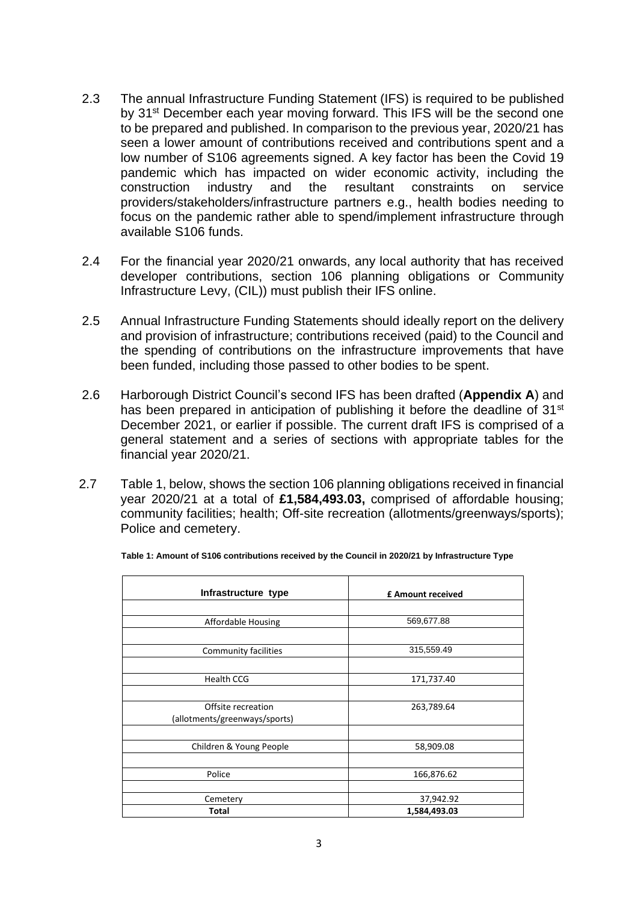2.3 The annual Infrastructure Funding Statement (IFS) is required to be published by 31st December each year moving forward. This IFS will be the second one to be prepared and published. In comparison to the previous year, 2020/21 has seen a lower amount of contributions received and contributions spent and a low number of S106 agreements signed. A key factor has been the Covid 19 pandemic which has impacted on wider economic activity, including the construction industry and the resultant constraints on service providers/stakeholders/infrastructure partners e.g., health bodies needing to focus on the pandemic rather able to spend/implement infrastructure through available S106 funds.

2.4 For the financial year 2020/21 onwards, any local authority that has received developer contributions, section 106 planning obligations or Community Infrastructure Levy, (CIL)) must publish their IFS online.

2.5 Annual Infrastructure Funding Statements should ideally report on the delivery and provision of infrastructure; contributions received (paid) to the Council and the spending of contributions on the infrastructure improvements that have been funded, including those passed to other bodies to be spent.

2.6 Harborough District Council's second IFS has been drafted (**Appendix A**) and has been prepared in anticipation of publishing it before the deadline of 31st December 2021, or earlier if possible. The current draft IFS is comprised of a general statement and a series of sections with appropriate tables for the financial year 2020/21.

2.7 Table 1, below, shows the section 106 planning obligations received in financial year 2020/21 at a total of **£1,584,493.03,** comprised of affordable housing; community facilities; health; Off-site recreation (allotments/greenways/sports); Police and cemetery.

**Table 1: Amount of S106 contributions received by the Council in 2020/21 by Infrastructure Type**

| Infrastructure type | £ Amount received |
|---|---|
| Affordable Housing | 569,677.88 |
| Community facilities | 315,559.49 |
| Health CCG | 171,737.40 |
| Offsite recreation (allotments/greenways/sports) | 263,789.64 |
| Children & Young People | 58,909.08 |
| Police | 166,876.62 |
| Cemetery | 37,942.92 |
| **Total** | **1,584,493.03** |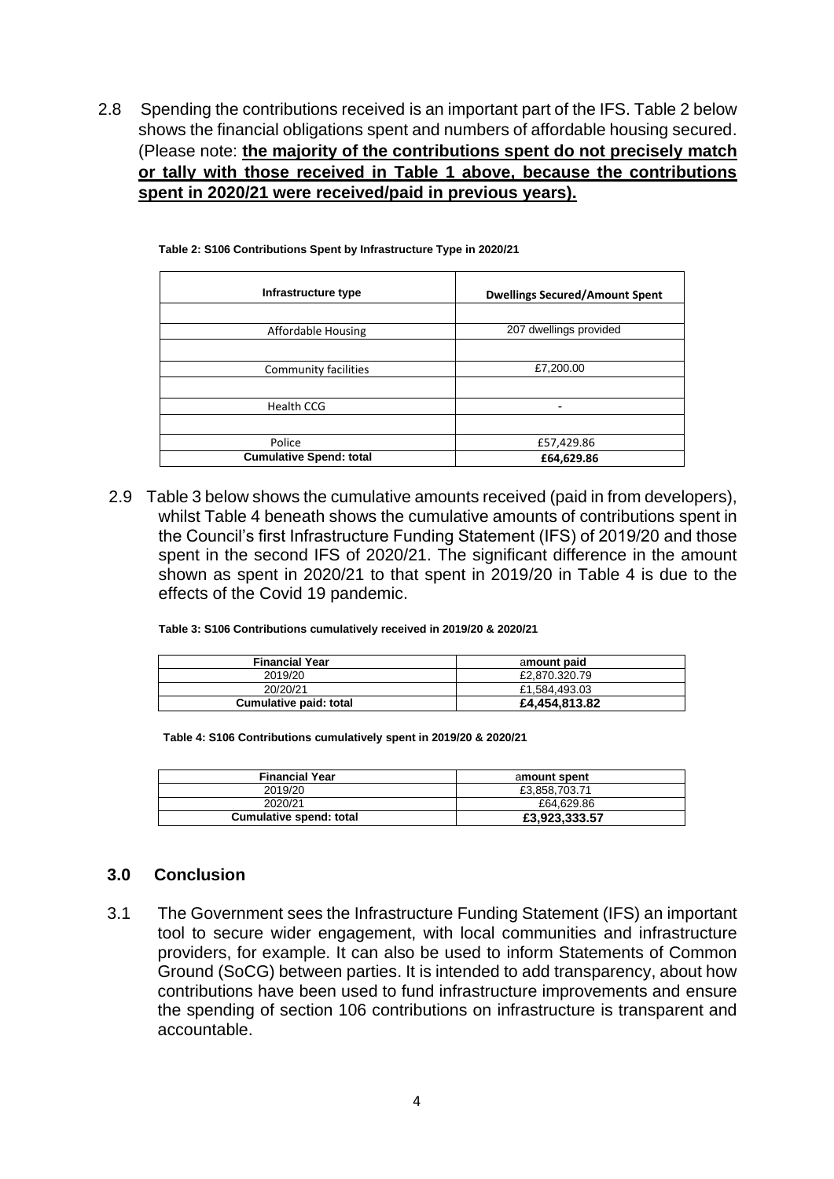2.8 Spending the contributions received is an important part of the IFS. Table 2 below shows the financial obligations spent and numbers of affordable housing secured. (Please note: **the majority of the contributions spent do not precisely match or tally with those received in Table 1 above, because the contributions spent in 2020/21 were received/paid in previous years).**

**Table 2: S106 Contributions Spent by Infrastructure Type in 2020/21**

| Infrastructure type | Dwellings Secured/Amount Spent |
|---|---|
| | |
| Affordable Housing | 207 dwellings provided |
| | |
| Community facilities | £7,200.00 |
| | |
| Health CCG | - |
| | |
| Police | £57,429.86 |
| **Cumulative Spend: total** | **£64,629.86** |

2.9 Table 3 below shows the cumulative amounts received (paid in from developers), whilst Table 4 beneath shows the cumulative amounts of contributions spent in the Council's first Infrastructure Funding Statement (IFS) of 2019/20 and those spent in the second IFS of 2020/21. The significant difference in the amount shown as spent in 2020/21 to that spent in 2019/20 in Table 4 is due to the effects of the Covid 19 pandemic.

**Table 3: S106 Contributions cumulatively received in 2019/20 & 2020/21**

| Financial Year | amount paid |
|---|---|
| 2019/20 | £2,870.320.79 |
| 20/20/21 | £1,584,493.03 |
| **Cumulative paid: total** | **£4,454,813.82** |

**Table 4: S106 Contributions cumulatively spent in 2019/20 & 2020/21**

| Financial Year | amount spent |
|---|---|
| 2019/20 | £3,858,703.71 |
| 2020/21 | £64,629.86 |
| **Cumulative spend: total** | **£3,923,333.57** |

## 3.0 Conclusion

3.1 The Government sees the Infrastructure Funding Statement (IFS) an important tool to secure wider engagement, with local communities and infrastructure providers, for example. It can also be used to inform Statements of Common Ground (SoCG) between parties. It is intended to add transparency, about how contributions have been used to fund infrastructure improvements and ensure the spending of section 106 contributions on infrastructure is transparent and accountable.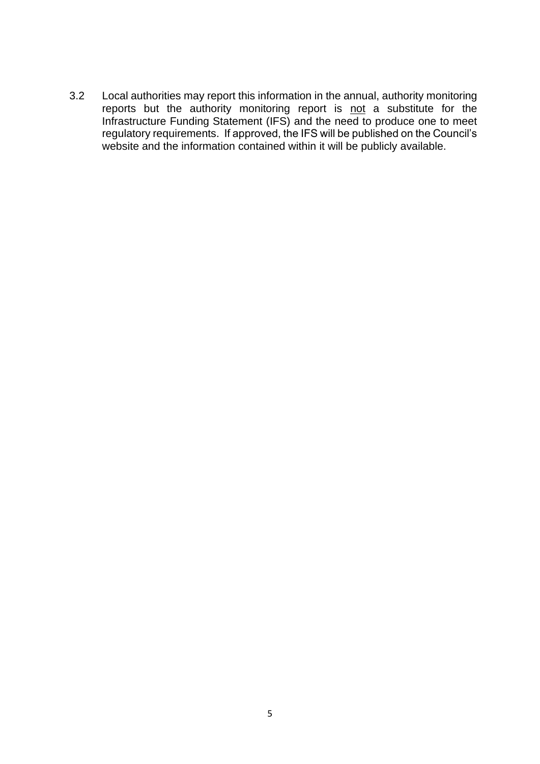3.2 Local authorities may report this information in the annual, authority monitoring reports but the authority monitoring report is <u>not</u> a substitute for the Infrastructure Funding Statement (IFS) and the need to produce one to meet regulatory requirements. If approved, the IFS will be published on the Council's website and the information contained within it will be publicly available.